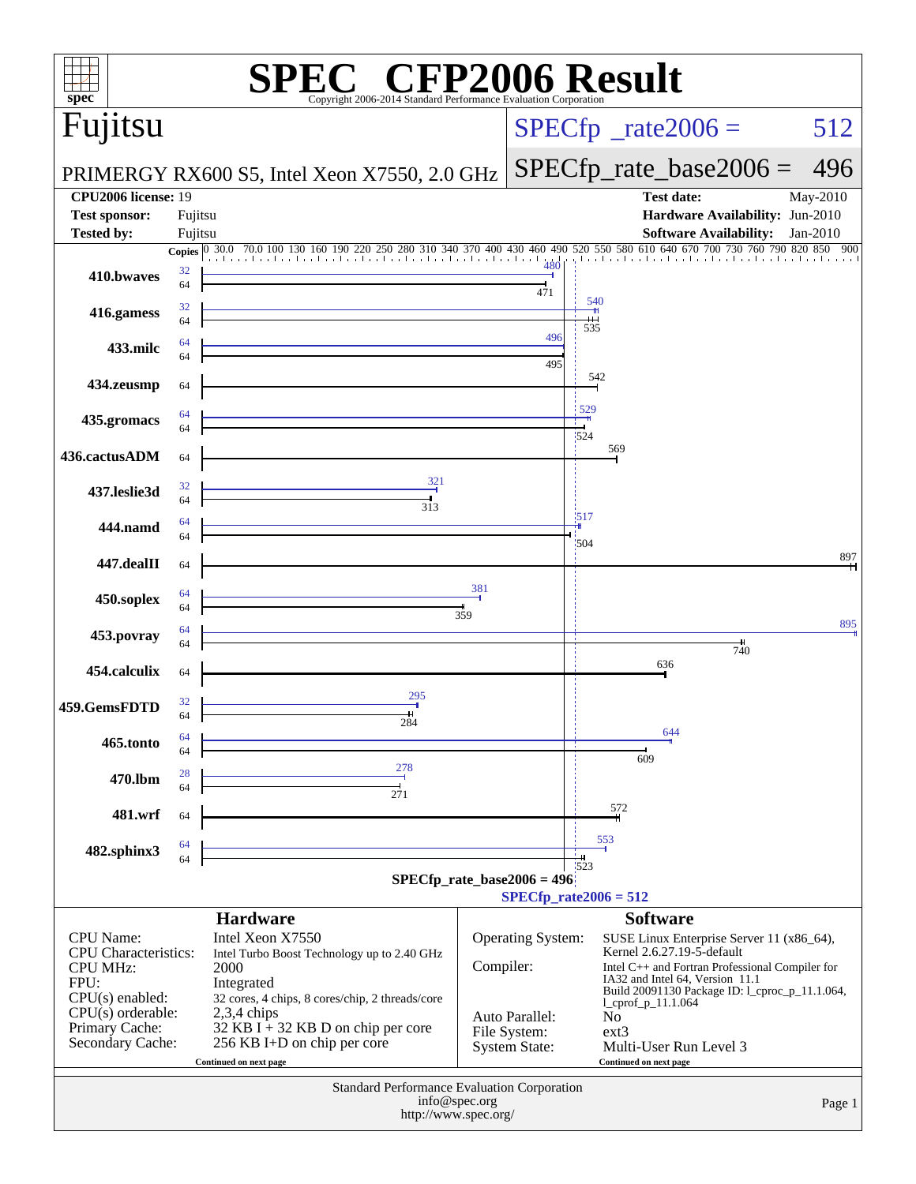# SPEC CFP2006 Result

Copyright 2006-2014 Standard Performance Evaluation Corporation

## Fujitsu

**PRIMERGY RX600 S5, Intel Xeon X7550, 2.0 GHz**

SPECfp_rate2006 = 512

SPECfp_rate_base2006 = 496

| | | | |
|---|---|---|---|
| **CPU2006 license:** | 19 | **Test date:** | May-2010 |
| **Test sponsor:** | Fujitsu | **Hardware Availability:** | Jun-2010 |
| **Tested by:** | Fujitsu | **Software Availability:** | Jan-2010 |

| Benchmark | Copies (peak) | Peak | Copies (base) | Base |
|---|---|---|---|---|
| 410.bwaves | 32 | 480 | 64 | 471 |
| 416.gamess | 32 | 540 | 64 | 535 |
| 433.milc | 64 | 496 | 64 | 495 |
| 434.zeusmp | | | 64 | 542 |
| 435.gromacs | 64 | 529 | 64 | 524 |
| 436.cactusADM | | | 64 | 569 |
| 437.leslie3d | 32 | 321 | 64 | 313 |
| 444.namd | 64 | 517 | 64 | 504 |
| 447.dealII | | | 64 | 897 |
| 450.soplex | 64 | 381 | 64 | 359 |
| 453.povray | 64 | 895 | 64 | 740 |
| 454.calculix | | | 64 | 636 |
| 459.GemsFDTD | 32 | 295 | 64 | 284 |
| 465.tonto | 64 | 644 | 64 | 609 |
| 470.lbm | 28 | 278 | 64 | 271 |
| 481.wrf | | | 64 | 572 |
| 482.sphinx3 | 64 | 553 | 64 | 523 |

SPECfp_rate_base2006 = 496

SPECfp_rate2006 = 512

### Hardware

| | |
|---|---|
| CPU Name: | Intel Xeon X7550 |
| CPU Characteristics: | Intel Turbo Boost Technology up to 2.40 GHz |
| CPU MHz: | 2000 |
| FPU: | Integrated |
| CPU(s) enabled: | 32 cores, 4 chips, 8 cores/chip, 2 threads/core |
| CPU(s) orderable: | 2,3,4 chips |
| Primary Cache: | 32 KB I + 32 KB D on chip per core |
| Secondary Cache: | 256 KB I+D on chip per core |

Continued on next page

### Software

| | |
|---|---|
| Operating System: | SUSE Linux Enterprise Server 11 (x86_64), Kernel 2.6.27.19-5-default |
| Compiler: | Intel C++ and Fortran Professional Compiler for IA32 and Intel 64, Version 11.1 Build 20091130 Package ID: l_cproc_p_11.1.064, l_cprof_p_11.1.064 |
| Auto Parallel: | No |
| File System: | ext3 |
| System State: | Multi-User Run Level 3 |

Continued on next page

Standard Performance Evaluation Corporation
info@spec.org
http://www.spec.org/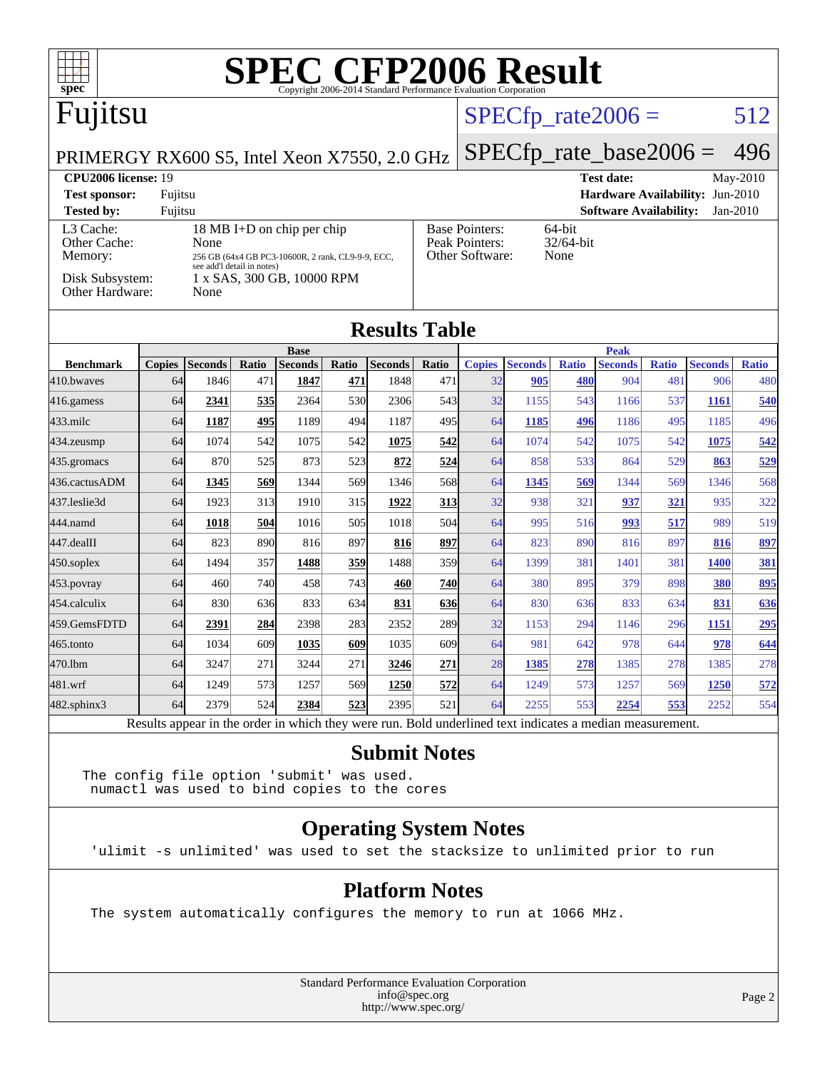# SPEC CFP2006 Result

Copyright 2006-2014 Standard Performance Evaluation Corporation

## Fujitsu

PRIMERGY RX600 S5, Intel Xeon X7550, 2.0 GHz

SPECfp_rate2006 = 512

SPECfp_rate_base2006 = 496

**CPU2006 license:** 19
**Test sponsor:** Fujitsu
**Tested by:** Fujitsu

**Test date:** May-2010
**Hardware Availability:** Jun-2010
**Software Availability:** Jan-2010

| | |
|---|---|
| L3 Cache: | 18 MB I+D on chip per chip |
| Other Cache: | None |
| Memory: | 256 GB (64x4 GB PC3-10600R, 2 rank, CL9-9-9, ECC, see add'l detail in notes) |
| Disk Subsystem: | 1 x SAS, 300 GB, 10000 RPM |
| Other Hardware: | None |

| | |
|---|---|
| Base Pointers: | 64-bit |
| Peak Pointers: | 32/64-bit |
| Other Software: | None |

## Results Table

| Benchmark | Base | | | | | | | Peak | | | | | | |
|---|---|---|---|---|---|---|---|---|---|---|---|---|---|---|
| | Copies | Seconds | Ratio | Seconds | Ratio | Seconds | Ratio | Copies | Seconds | Ratio | Seconds | Ratio | Seconds | Ratio |
| 410.bwaves | 64 | 1846 | 471 | **1847** | **471** | 1848 | 471 | 32 | **905** | **480** | 904 | 481 | 906 | 480 |
| 416.gamess | 64 | **2341** | **535** | 2364 | 530 | 2306 | 543 | 32 | 1155 | 543 | 1166 | 537 | **1161** | **540** |
| 433.milc | 64 | **1187** | **495** | 1189 | 494 | 1187 | 495 | 64 | **1185** | **496** | 1186 | 495 | 1185 | 496 |
| 434.zeusmp | 64 | 1074 | 542 | 1075 | 542 | **1075** | **542** | 64 | 1074 | 542 | 1075 | 542 | **1075** | **542** |
| 435.gromacs | 64 | 870 | 525 | 873 | 523 | **872** | **524** | 64 | 858 | 533 | 864 | 529 | **863** | **529** |
| 436.cactusADM | 64 | **1345** | **569** | 1344 | 569 | 1346 | 568 | 64 | **1345** | **569** | 1344 | 569 | 1346 | 568 |
| 437.leslie3d | 64 | 1923 | 313 | 1910 | 315 | **1922** | **313** | 32 | 938 | 321 | **937** | **321** | 935 | 322 |
| 444.namd | 64 | **1018** | **504** | 1016 | 505 | 1018 | 504 | 64 | 995 | 516 | **993** | **517** | 989 | 519 |
| 447.dealII | 64 | 823 | 890 | 816 | 897 | **816** | **897** | 64 | 823 | 890 | 816 | 897 | **816** | **897** |
| 450.soplex | 64 | 1494 | 357 | **1488** | **359** | 1488 | 359 | 64 | 1399 | 381 | 1401 | 381 | **1400** | **381** |
| 453.povray | 64 | 460 | 740 | 458 | 743 | **460** | **740** | 64 | 380 | 895 | 379 | 898 | **380** | **895** |
| 454.calculix | 64 | 830 | 636 | 833 | 634 | **831** | **636** | 64 | 830 | 636 | 833 | 634 | **831** | **636** |
| 459.GemsFDTD | 64 | **2391** | **284** | 2398 | 283 | 2352 | 289 | 32 | 1153 | 294 | 1146 | 296 | **1151** | **295** |
| 465.tonto | 64 | 1034 | 609 | **1035** | **609** | 1035 | 609 | 64 | 981 | 642 | 978 | 644 | **978** | **644** |
| 470.lbm | 64 | 3247 | 271 | 3244 | 271 | **3246** | **271** | 28 | **1385** | **278** | 1385 | 278 | 1385 | 278 |
| 481.wrf | 64 | 1249 | 573 | 1257 | 569 | **1250** | **572** | 64 | 1249 | 573 | 1257 | 569 | **1250** | **572** |
| 482.sphinx3 | 64 | 2379 | 524 | **2384** | **523** | 2395 | 521 | 64 | 2255 | 553 | **2254** | **553** | 2252 | 554 |

Results appear in the order in which they were run. Bold underlined text indicates a median measurement.

## Submit Notes

```
The config file option 'submit' was used.
 numactl was used to bind copies to the cores
```

## Operating System Notes

```
'ulimit -s unlimited' was used to set the stacksize to unlimited prior to run
```

## Platform Notes

```
The system automatically configures the memory to run at 1066 MHz.
```

Standard Performance Evaluation Corporation
info@spec.org
http://www.spec.org/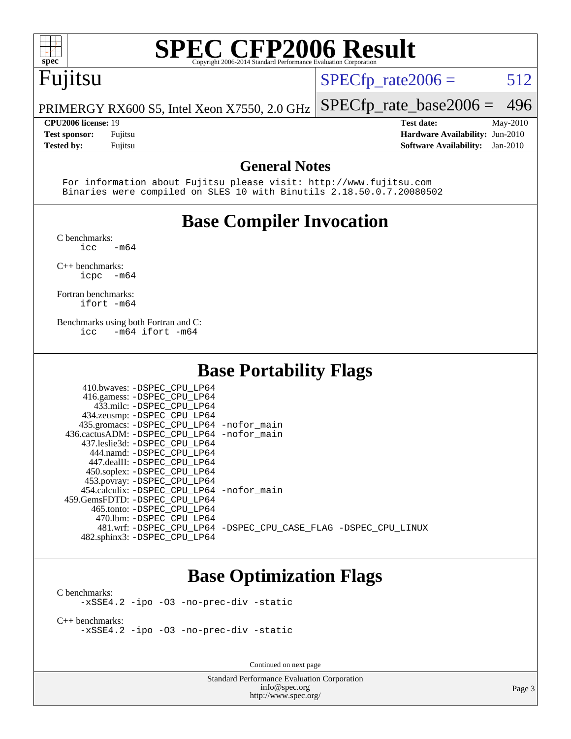# SPEC CFP2006 Result

Copyright 2006-2014 Standard Performance Evaluation Corporation

## Fujitsu

PRIMERGY RX600 S5, Intel Xeon X7550, 2.0 GHz

SPECfp_rate2006 = 512

SPECfp_rate_base2006 = 496

| | | | |
|---|---|---|---|
| **CPU2006 license:** | 19 | **Test date:** | May-2010 |
| **Test sponsor:** | Fujitsu | **Hardware Availability:** | Jun-2010 |
| **Tested by:** | Fujitsu | **Software Availability:** | Jan-2010 |

## General Notes

```
For information about Fujitsu please visit: http://www.fujitsu.com
Binaries were compiled on SLES 10 with Binutils 2.18.50.0.7.20080502
```

## Base Compiler Invocation

C benchmarks:
```
icc   -m64
```

C++ benchmarks:
```
icpc  -m64
```

Fortran benchmarks:
```
ifort -m64
```

Benchmarks using both Fortran and C:
```
icc   -m64 ifort -m64
```

## Base Portability Flags

```
   410.bwaves: -DSPEC_CPU_LP64
   416.gamess: -DSPEC_CPU_LP64
     433.milc: -DSPEC_CPU_LP64
   434.zeusmp: -DSPEC_CPU_LP64
  435.gromacs: -DSPEC_CPU_LP64 -nofor_main
436.cactusADM: -DSPEC_CPU_LP64 -nofor_main
  437.leslie3d: -DSPEC_CPU_LP64
     444.namd: -DSPEC_CPU_LP64
   447.dealII: -DSPEC_CPU_LP64
   450.soplex: -DSPEC_CPU_LP64
   453.povray: -DSPEC_CPU_LP64
 454.calculix: -DSPEC_CPU_LP64 -nofor_main
459.GemsFDTD: -DSPEC_CPU_LP64
    465.tonto: -DSPEC_CPU_LP64
      470.lbm: -DSPEC_CPU_LP64
      481.wrf: -DSPEC_CPU_LP64 -DSPEC_CPU_CASE_FLAG -DSPEC_CPU_LINUX
  482.sphinx3: -DSPEC_CPU_LP64
```

## Base Optimization Flags

C benchmarks:
```
-xSSE4.2 -ipo -O3 -no-prec-div -static
```

C++ benchmarks:
```
-xSSE4.2 -ipo -O3 -no-prec-div -static
```

Continued on next page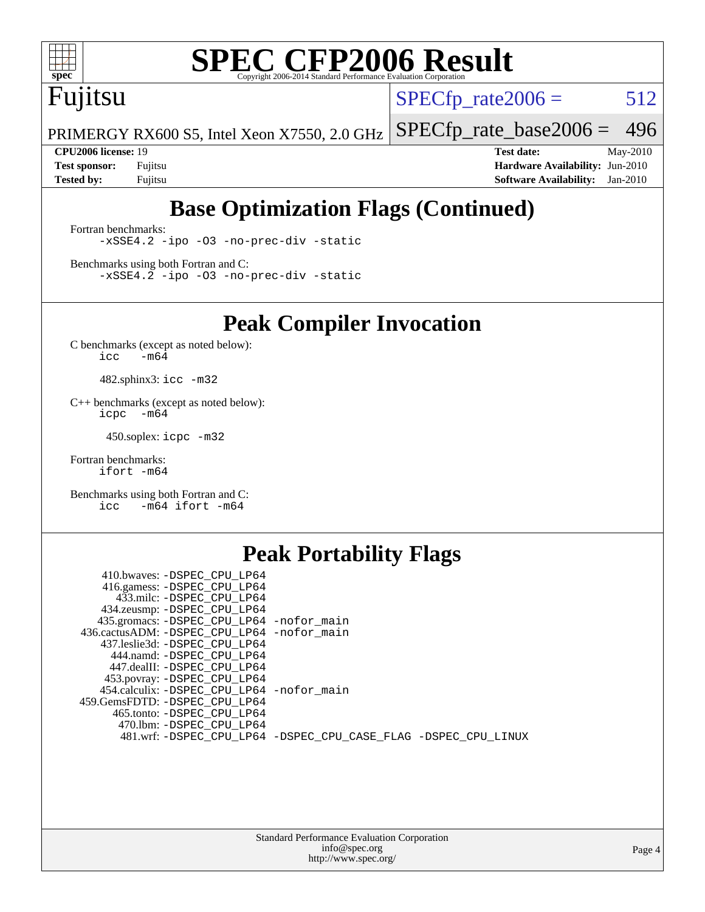# SPEC CFP2006 Result

Copyright 2006-2014 Standard Performance Evaluation Corporation

**Fujitsu**

PRIMERGY RX600 S5, Intel Xeon X7550, 2.0 GHz

SPECfp_rate2006 = 512

SPECfp_rate_base2006 = 496

**CPU2006 license:** 19
**Test sponsor:** Fujitsu
**Tested by:** Fujitsu

**Test date:** May-2010
**Hardware Availability:** Jun-2010
**Software Availability:** Jan-2010

## Base Optimization Flags (Continued)

Fortran benchmarks:

```
-xSSE4.2 -ipo -O3 -no-prec-div -static
```

Benchmarks using both Fortran and C:

```
-xSSE4.2 -ipo -O3 -no-prec-div -static
```

## Peak Compiler Invocation

C benchmarks (except as noted below):

```
icc   -m64
```

482.sphinx3: `icc -m32`

C++ benchmarks (except as noted below):

```
icpc  -m64
```

450.soplex: `icpc -m32`

Fortran benchmarks:

```
ifort -m64
```

Benchmarks using both Fortran and C:

```
icc   -m64 ifort -m64
```

## Peak Portability Flags

```
     410.bwaves: -DSPEC_CPU_LP64
     416.gamess: -DSPEC_CPU_LP64
       433.milc: -DSPEC_CPU_LP64
     434.zeusmp: -DSPEC_CPU_LP64
    435.gromacs: -DSPEC_CPU_LP64 -nofor_main
 436.cactusADM: -DSPEC_CPU_LP64 -nofor_main
    437.leslie3d: -DSPEC_CPU_LP64
      444.namd: -DSPEC_CPU_LP64
     447.dealII: -DSPEC_CPU_LP64
    453.povray: -DSPEC_CPU_LP64
   454.calculix: -DSPEC_CPU_LP64 -nofor_main
 459.GemsFDTD: -DSPEC_CPU_LP64
      465.tonto: -DSPEC_CPU_LP64
       470.lbm: -DSPEC_CPU_LP64
       481.wrf: -DSPEC_CPU_LP64 -DSPEC_CPU_CASE_FLAG -DSPEC_CPU_LINUX
```

Standard Performance Evaluation Corporation
info@spec.org
http://www.spec.org/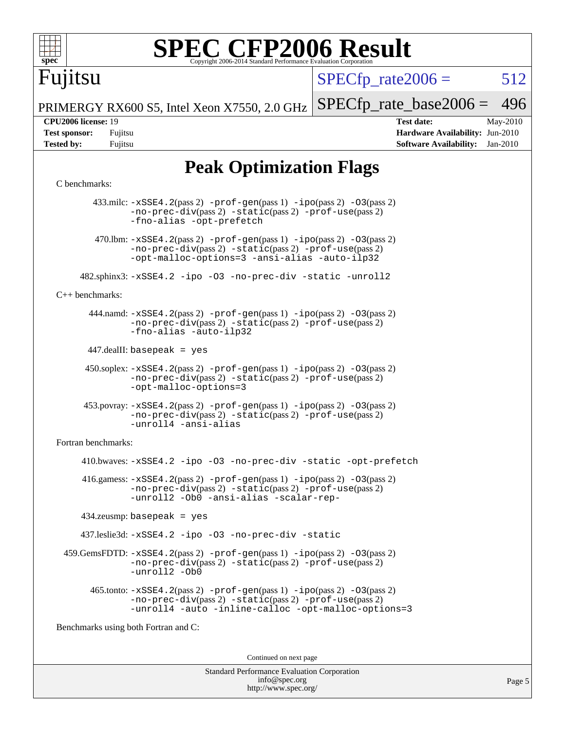# SPEC CFP2006 Result

Copyright 2006-2014 Standard Performance Evaluation Corporation

**Fujitsu**

PRIMERGY RX600 S5, Intel Xeon X7550, 2.0 GHz

SPECfp_rate2006 = 512

SPECfp_rate_base2006 = 496

**CPU2006 license:** 19 **Test date:** May-2010

**Test sponsor:** Fujitsu **Hardware Availability:** Jun-2010

**Tested by:** Fujitsu **Software Availability:** Jan-2010

## Peak Optimization Flags

C benchmarks:

433.milc: -xSSE4.2(pass 2) -prof-gen(pass 1) -ipo(pass 2) -O3(pass 2) -no-prec-div(pass 2) -static(pass 2) -prof-use(pass 2) -fno-alias -opt-prefetch

470.lbm: -xSSE4.2(pass 2) -prof-gen(pass 1) -ipo(pass 2) -O3(pass 2) -no-prec-div(pass 2) -static(pass 2) -prof-use(pass 2) -opt-malloc-options=3 -ansi-alias -auto-ilp32

482.sphinx3: -xSSE4.2 -ipo -O3 -no-prec-div -static -unroll2

C++ benchmarks:

444.namd: -xSSE4.2(pass 2) -prof-gen(pass 1) -ipo(pass 2) -O3(pass 2) -no-prec-div(pass 2) -static(pass 2) -prof-use(pass 2) -fno-alias -auto-ilp32

447.dealII: basepeak = yes

450.soplex: -xSSE4.2(pass 2) -prof-gen(pass 1) -ipo(pass 2) -O3(pass 2) -no-prec-div(pass 2) -static(pass 2) -prof-use(pass 2) -opt-malloc-options=3

453.povray: -xSSE4.2(pass 2) -prof-gen(pass 1) -ipo(pass 2) -O3(pass 2) -no-prec-div(pass 2) -static(pass 2) -prof-use(pass 2) -unroll4 -ansi-alias

Fortran benchmarks:

410.bwaves: -xSSE4.2 -ipo -O3 -no-prec-div -static -opt-prefetch

416.gamess: -xSSE4.2(pass 2) -prof-gen(pass 1) -ipo(pass 2) -O3(pass 2) -no-prec-div(pass 2) -static(pass 2) -prof-use(pass 2) -unroll2 -Ob0 -ansi-alias -scalar-rep-

434.zeusmp: basepeak = yes

437.leslie3d: -xSSE4.2 -ipo -O3 -no-prec-div -static

459.GemsFDTD: -xSSE4.2(pass 2) -prof-gen(pass 1) -ipo(pass 2) -O3(pass 2) -no-prec-div(pass 2) -static(pass 2) -prof-use(pass 2) -unroll2 -Ob0

465.tonto: -xSSE4.2(pass 2) -prof-gen(pass 1) -ipo(pass 2) -O3(pass 2) -no-prec-div(pass 2) -static(pass 2) -prof-use(pass 2) -unroll4 -auto -inline-calloc -opt-malloc-options=3

Benchmarks using both Fortran and C:

Continued on next page

Standard Performance Evaluation Corporation
info@spec.org
http://www.spec.org/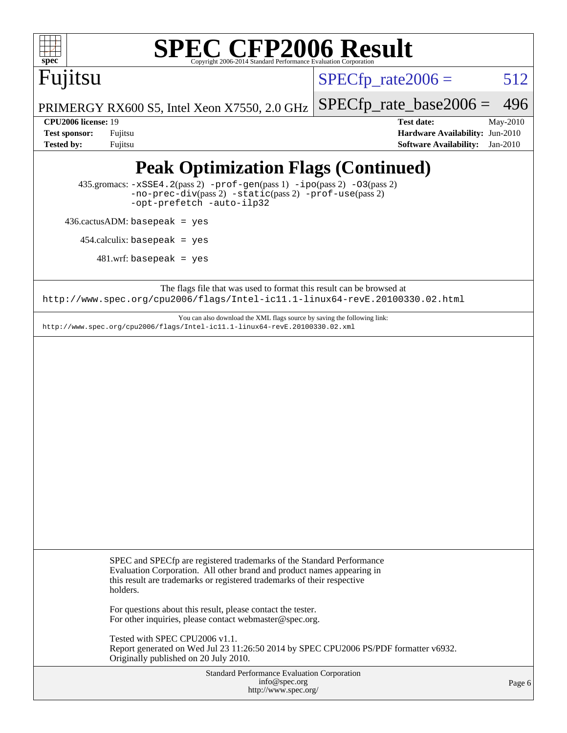# SPEC CFP2006 Result

Copyright 2006-2014 Standard Performance Evaluation Corporation

Fujitsu

PRIMERGY RX600 S5, Intel Xeon X7550, 2.0 GHz

SPECfp_rate2006 = 512

SPECfp_rate_base2006 = 496

| | | | |
|---|---|---|---|
| **CPU2006 license:** | 19 | **Test date:** | May-2010 |
| **Test sponsor:** | Fujitsu | **Hardware Availability:** | Jun-2010 |
| **Tested by:** | Fujitsu | **Software Availability:** | Jan-2010 |

## Peak Optimization Flags (Continued)

435.gromacs: `-xSSE4.2`(pass 2) `-prof-gen`(pass 1) `-ipo`(pass 2) `-O3`(pass 2) `-no-prec-div`(pass 2) `-static`(pass 2) `-prof-use`(pass 2) `-opt-prefetch` `-auto-ilp32`

436.cactusADM: `basepeak = yes`

454.calculix: `basepeak = yes`

481.wrf: `basepeak = yes`

The flags file that was used to format this result can be browsed at
`http://www.spec.org/cpu2006/flags/Intel-ic11.1-linux64-revE.20100330.02.html`

You can also download the XML flags source by saving the following link:
`http://www.spec.org/cpu2006/flags/Intel-ic11.1-linux64-revE.20100330.02.xml`

SPEC and SPECfp are registered trademarks of the Standard Performance Evaluation Corporation. All other brand and product names appearing in this result are trademarks or registered trademarks of their respective holders.

For questions about this result, please contact the tester.
For other inquiries, please contact webmaster@spec.org.

Tested with SPEC CPU2006 v1.1.
Report generated on Wed Jul 23 11:26:50 2014 by SPEC CPU2006 PS/PDF formatter v6932.
Originally published on 20 July 2010.

Standard Performance Evaluation Corporation
info@spec.org
http://www.spec.org/